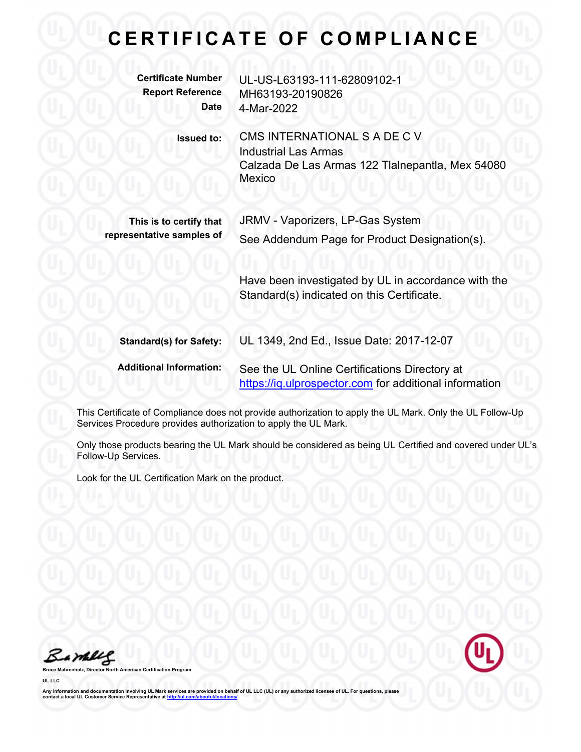# CERTIFICATE OF COMPLIANCE

| | |
|---|---|
| **Certificate Number** | UL-US-L63193-111-62809102-1 |
| **Report Reference** | MH63193-20190826 |
| **Date** | 4-Mar-2022 |

**Issued to:** CMS INTERNATIONAL S A DE C V
Industrial Las Armas
Calzada De Las Armas 122 Tlalnepantla, Mex 54080
Mexico

**This is to certify that representative samples of** JRMV - Vaporizers, LP-Gas System
See Addendum Page for Product Designation(s).

Have been investigated by UL in accordance with the Standard(s) indicated on this Certificate.

**Standard(s) for Safety:** UL 1349, 2nd Ed., Issue Date: 2017-12-07

**Additional Information:** See the UL Online Certifications Directory at https://iq.ulprospector.com for additional information

This Certificate of Compliance does not provide authorization to apply the UL Mark. Only the UL Follow-Up Services Procedure provides authorization to apply the UL Mark.

Only those products bearing the UL Mark should be considered as being UL Certified and covered under UL's Follow-Up Services.

Look for the UL Certification Mark on the product.

**Bruce Mahrenholz, Director North American Certification Program**

**UL LLC**

Any information and documentation involving UL Mark services are provided on behalf of UL LLC (UL) or any authorized licensee of UL. For questions, please contact a local UL Customer Service Representative at http://ul.com/aboutul/locations/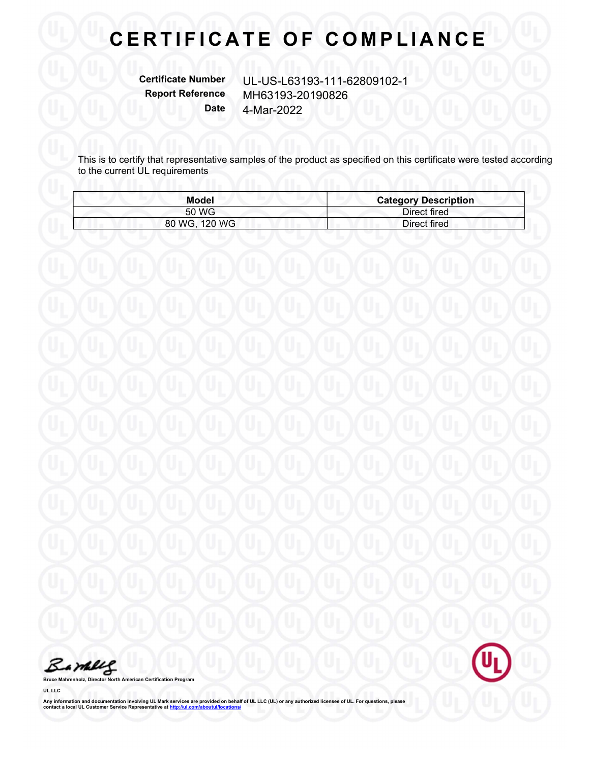# CERTIFICATE OF COMPLIANCE

**Certificate Number** UL-US-L63193-111-62809102-1
**Report Reference** MH63193-20190826
**Date** 4-Mar-2022

This is to certify that representative samples of the product as specified on this certificate were tested according to the current UL requirements

| Model | Category Description |
|---|---|
| 50 WG | Direct fired |
| 80 WG, 120 WG | Direct fired |

**Bruce Mahrenholz, Director North American Certification Program**

**UL LLC**

**Any information and documentation involving UL Mark services are provided on behalf of UL LLC (UL) or any authorized licensee of UL. For questions, please contact a local UL Customer Service Representative at http://ul.com/aboutul/locations/**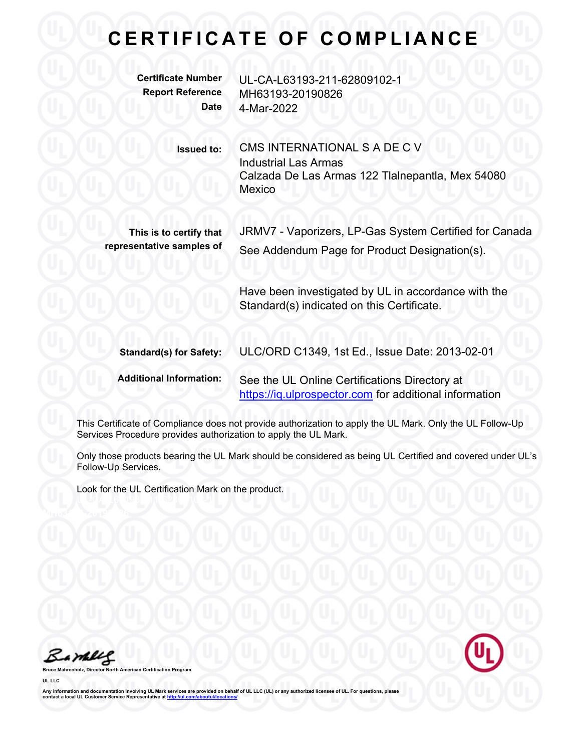# CERTIFICATE OF COMPLIANCE

| | |
|---|---|
| **Certificate Number** | UL-CA-L63193-211-62809102-1 |
| **Report Reference** | MH63193-20190826 |
| **Date** | 4-Mar-2022 |

**Issued to:** CMS INTERNATIONAL S A DE C V
Industrial Las Armas
Calzada De Las Armas 122 Tlalnepantla, Mex 54080
Mexico

**This is to certify that representative samples of** JRMV7 - Vaporizers, LP-Gas System Certified for Canada
See Addendum Page for Product Designation(s).

Have been investigated by UL in accordance with the Standard(s) indicated on this Certificate.

**Standard(s) for Safety:** ULC/ORD C1349, 1st Ed., Issue Date: 2013-02-01

**Additional Information:** See the UL Online Certifications Directory at https://iq.ulprospector.com for additional information

This Certificate of Compliance does not provide authorization to apply the UL Mark. Only the UL Follow-Up Services Procedure provides authorization to apply the UL Mark.

Only those products bearing the UL Mark should be considered as being UL Certified and covered under UL's Follow-Up Services.

Look for the UL Certification Mark on the product.

**Bruce Mahrenholz, Director North American Certification Program**

**UL LLC**

Any information and documentation involving UL Mark services are provided on behalf of UL LLC (UL) or any authorized licensee of UL. For questions, please contact a local UL Customer Service Representative at http://ul.com/aboutul/locations/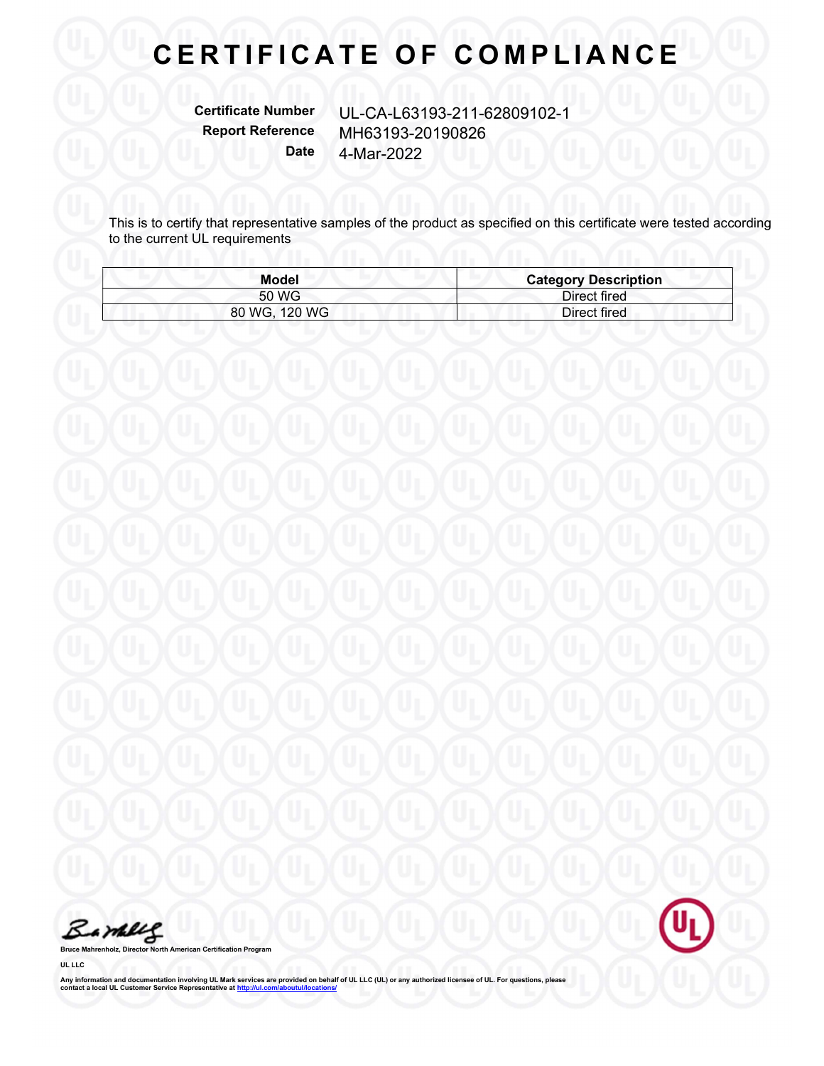# CERTIFICATE OF COMPLIANCE

**Certificate Number** UL-CA-L63193-211-62809102-1
**Report Reference** MH63193-20190826
**Date** 4-Mar-2022

This is to certify that representative samples of the product as specified on this certificate were tested according to the current UL requirements

| Model | Category Description |
|---|---|
| 50 WG | Direct fired |
| 80 WG, 120 WG | Direct fired |

**Bruce Mahrenholz, Director North American Certification Program**

**UL LLC**

**Any information and documentation involving UL Mark services are provided on behalf of UL LLC (UL) or any authorized licensee of UL. For questions, please contact a local UL Customer Service Representative at http://ul.com/aboutul/locations/**